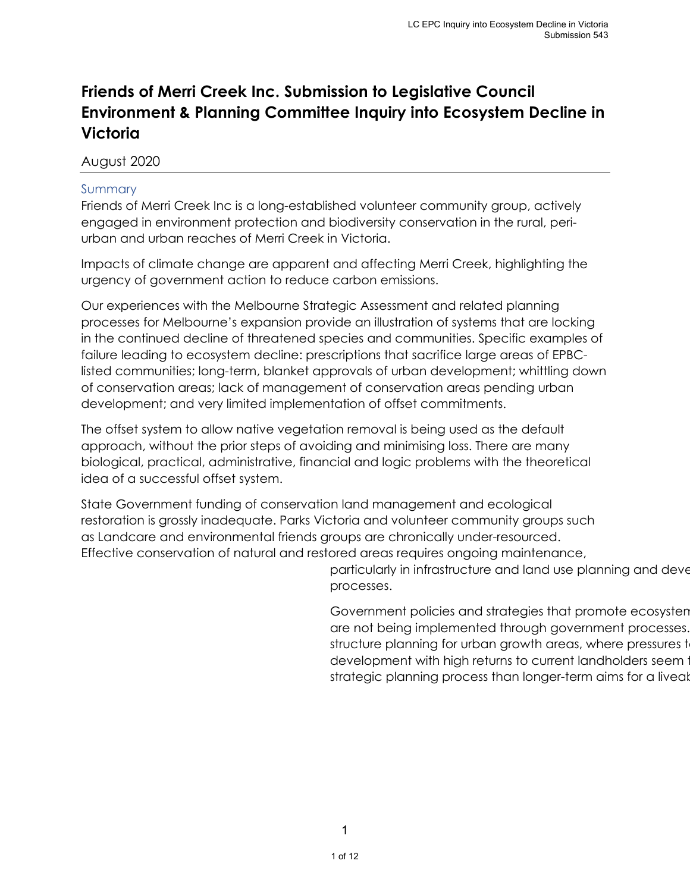# Friends of Merri Creek Inc. Submission to Legislative Council Environment & Planning Committee Inquiry into Ecosystem Decline in Victoria

August 2020

## Summary

Friends of Merri Creek Inc is a long-established volunteer community group, actively engaged in environment protection and biodiversity conservation in the rural, peri-urban and urban reaches of Merri Creek in Victoria.

Impacts of climate change are apparent and affecting Merri Creek, highlighting the urgency of government action to reduce carbon emissions.

Our experiences with the Melbourne Strategic Assessment and related planning processes for Melbourne's expansion provide an illustration of systems that are locking in the continued decline of threatened species and communities. Specific examples of failure leading to ecosystem decline: prescriptions that sacrifice large areas of EPBC-listed communities; long-term, blanket approvals of urban development; whittling down of conservation areas; lack of management of conservation areas pending urban development; and very limited implementation of offset commitments.

The offset system to allow native vegetation removal is being used as the default approach, without the prior steps of avoiding and minimising loss. There are many biological, practical, administrative, financial and logic problems with the theoretical idea of a successful offset system.

State Government funding of conservation land management and ecological restoration is grossly inadequate. Parks Victoria and volunteer community groups such as Landcare and environmental friends groups are chronically under-resourced. Effective conservation of natural and restored areas requires ongoing maintenance,

particularly in infrastructure and land use planning and deve
processes.

Government policies and strategies that promote ecosystem
are not being implemented through government processes.
structure planning for urban growth areas, where pressures t
development with high returns to current landholders seem t
strategic planning process than longer-term aims for a liveab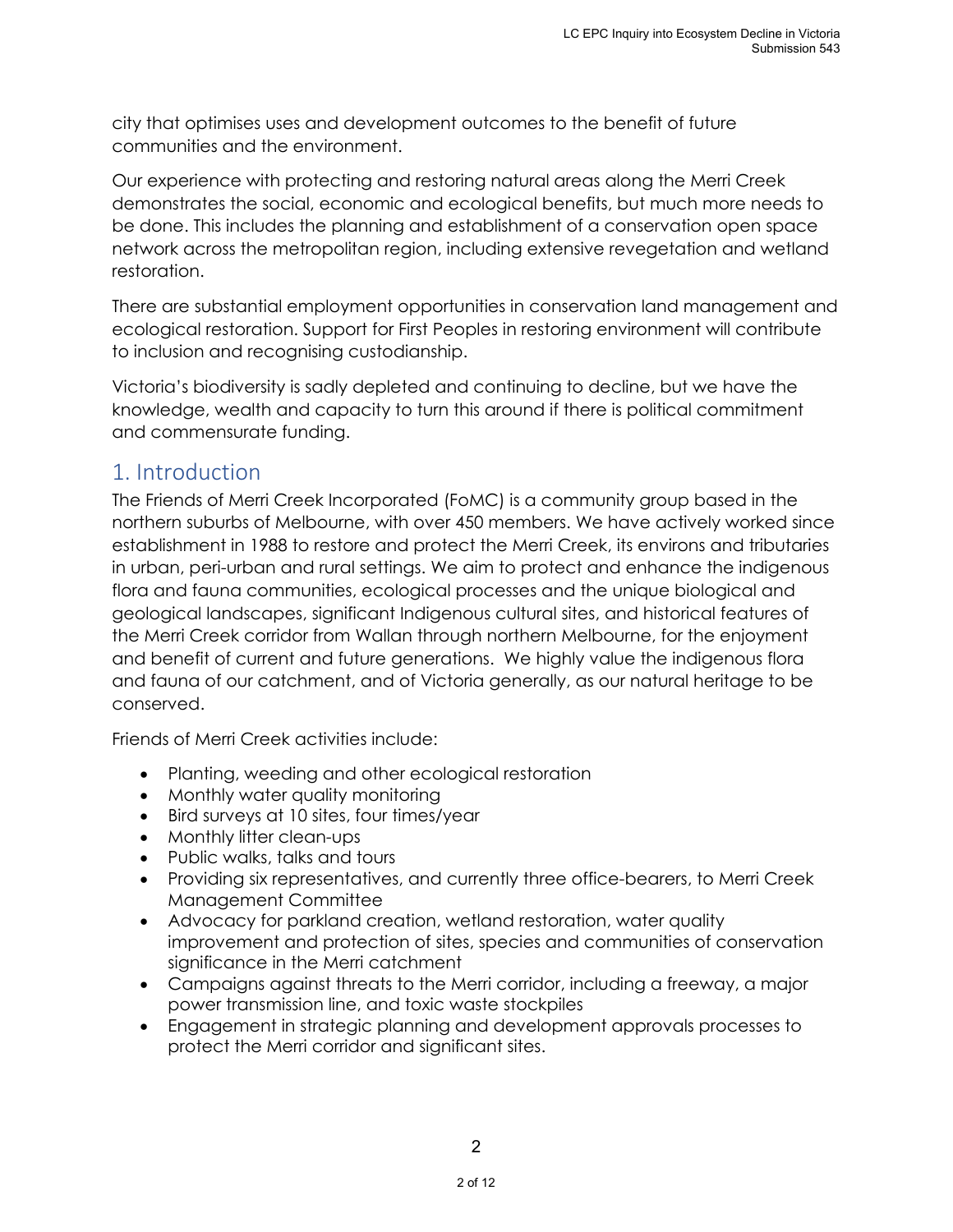city that optimises uses and development outcomes to the benefit of future communities and the environment.

Our experience with protecting and restoring natural areas along the Merri Creek demonstrates the social, economic and ecological benefits, but much more needs to be done. This includes the planning and establishment of a conservation open space network across the metropolitan region, including extensive revegetation and wetland restoration.

There are substantial employment opportunities in conservation land management and ecological restoration. Support for First Peoples in restoring environment will contribute to inclusion and recognising custodianship.

Victoria's biodiversity is sadly depleted and continuing to decline, but we have the knowledge, wealth and capacity to turn this around if there is political commitment and commensurate funding.

## 1. Introduction

The Friends of Merri Creek Incorporated (FoMC) is a community group based in the northern suburbs of Melbourne, with over 450 members. We have actively worked since establishment in 1988 to restore and protect the Merri Creek, its environs and tributaries in urban, peri-urban and rural settings. We aim to protect and enhance the indigenous flora and fauna communities, ecological processes and the unique biological and geological landscapes, significant Indigenous cultural sites, and historical features of the Merri Creek corridor from Wallan through northern Melbourne, for the enjoyment and benefit of current and future generations. We highly value the indigenous flora and fauna of our catchment, and of Victoria generally, as our natural heritage to be conserved.

Friends of Merri Creek activities include:

- Planting, weeding and other ecological restoration
- Monthly water quality monitoring
- Bird surveys at 10 sites, four times/year
- Monthly litter clean-ups
- Public walks, talks and tours
- Providing six representatives, and currently three office-bearers, to Merri Creek Management Committee
- Advocacy for parkland creation, wetland restoration, water quality improvement and protection of sites, species and communities of conservation significance in the Merri catchment
- Campaigns against threats to the Merri corridor, including a freeway, a major power transmission line, and toxic waste stockpiles
- Engagement in strategic planning and development approvals processes to protect the Merri corridor and significant sites.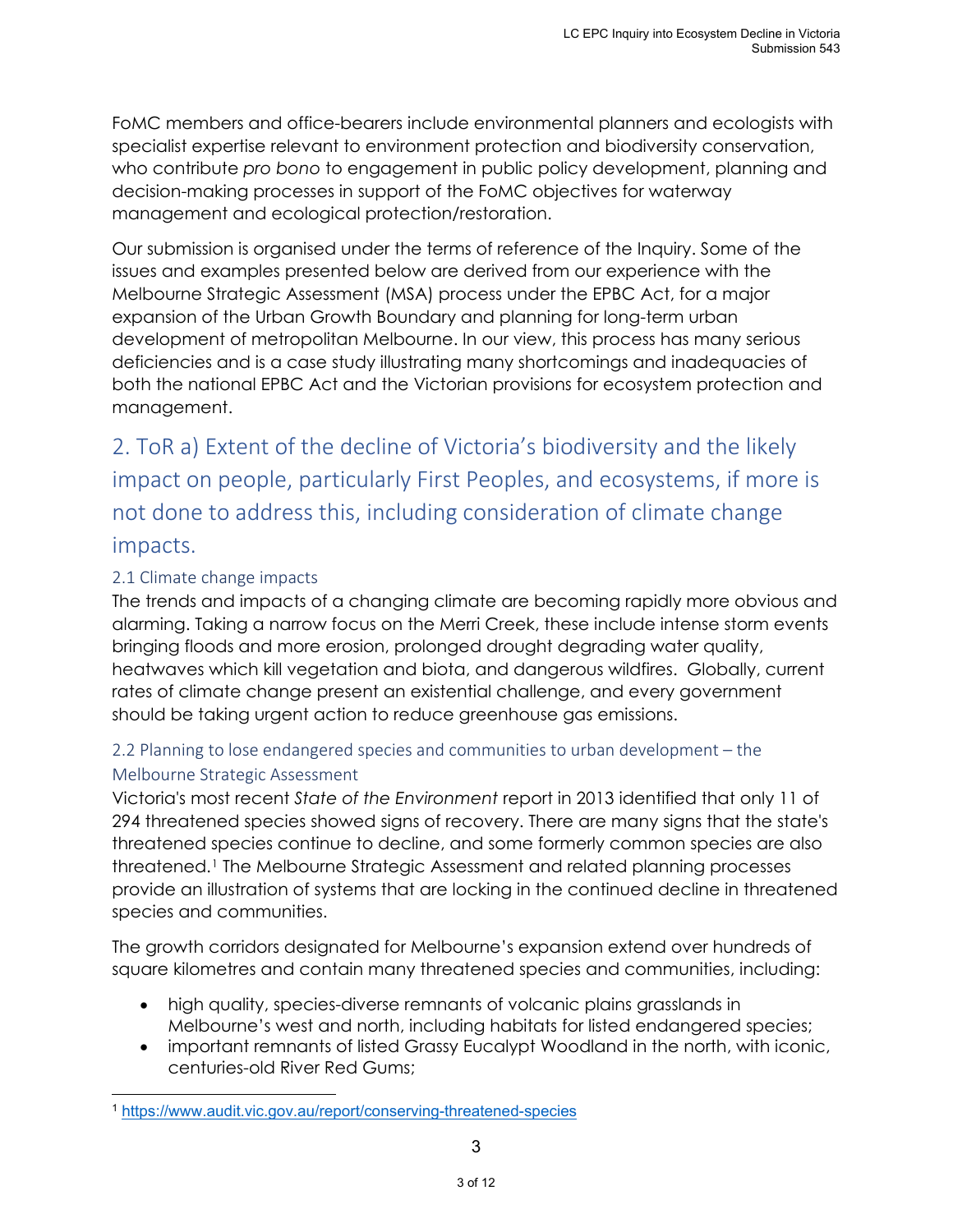FoMC members and office-bearers include environmental planners and ecologists with specialist expertise relevant to environment protection and biodiversity conservation, who contribute *pro bono* to engagement in public policy development, planning and decision-making processes in support of the FoMC objectives for waterway management and ecological protection/restoration.

Our submission is organised under the terms of reference of the Inquiry. Some of the issues and examples presented below are derived from our experience with the Melbourne Strategic Assessment (MSA) process under the EPBC Act, for a major expansion of the Urban Growth Boundary and planning for long-term urban development of metropolitan Melbourne. In our view, this process has many serious deficiencies and is a case study illustrating many shortcomings and inadequacies of both the national EPBC Act and the Victorian provisions for ecosystem protection and management.

## 2. ToR a) Extent of the decline of Victoria's biodiversity and the likely impact on people, particularly First Peoples, and ecosystems, if more is not done to address this, including consideration of climate change impacts.

### 2.1 Climate change impacts

The trends and impacts of a changing climate are becoming rapidly more obvious and alarming. Taking a narrow focus on the Merri Creek, these include intense storm events bringing floods and more erosion, prolonged drought degrading water quality, heatwaves which kill vegetation and biota, and dangerous wildfires. Globally, current rates of climate change present an existential challenge, and every government should be taking urgent action to reduce greenhouse gas emissions.

### 2.2 Planning to lose endangered species and communities to urban development – the Melbourne Strategic Assessment

Victoria's most recent *State of the Environment* report in 2013 identified that only 11 of 294 threatened species showed signs of recovery. There are many signs that the state's threatened species continue to decline, and some formerly common species are also threatened.[1] The Melbourne Strategic Assessment and related planning processes provide an illustration of systems that are locking in the continued decline in threatened species and communities.

The growth corridors designated for Melbourne's expansion extend over hundreds of square kilometres and contain many threatened species and communities, including:

- high quality, species-diverse remnants of volcanic plains grasslands in Melbourne's west and north, including habitats for listed endangered species;
- important remnants of listed Grassy Eucalypt Woodland in the north, with iconic, centuries-old River Red Gums;

[1] https://www.audit.vic.gov.au/report/conserving-threatened-species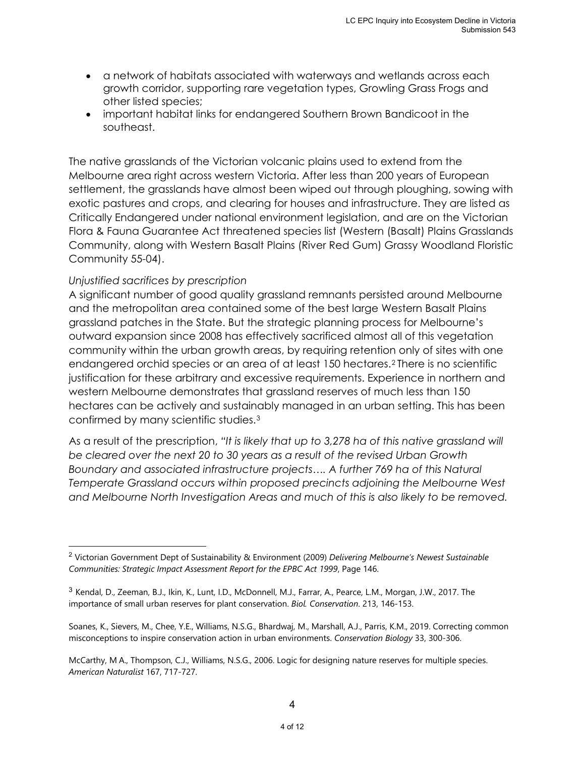- a network of habitats associated with waterways and wetlands across each growth corridor, supporting rare vegetation types, Growling Grass Frogs and other listed species;
- important habitat links for endangered Southern Brown Bandicoot in the southeast.

The native grasslands of the Victorian volcanic plains used to extend from the Melbourne area right across western Victoria. After less than 200 years of European settlement, the grasslands have almost been wiped out through ploughing, sowing with exotic pastures and crops, and clearing for houses and infrastructure. They are listed as Critically Endangered under national environment legislation, and are on the Victorian Flora & Fauna Guarantee Act threatened species list (Western (Basalt) Plains Grasslands Community, along with Western Basalt Plains (River Red Gum) Grassy Woodland Floristic Community 55-04).

*Unjustified sacrifices by prescription*

A significant number of good quality grassland remnants persisted around Melbourne and the metropolitan area contained some of the best large Western Basalt Plains grassland patches in the State. But the strategic planning process for Melbourne's outward expansion since 2008 has effectively sacrificed almost all of this vegetation community within the urban growth areas, by requiring retention only of sites with one endangered orchid species or an area of at least 150 hectares.[2] There is no scientific justification for these arbitrary and excessive requirements. Experience in northern and western Melbourne demonstrates that grassland reserves of much less than 150 hectares can be actively and sustainably managed in an urban setting. This has been confirmed by many scientific studies.[3]

As a result of the prescription, *"It is likely that up to 3,278 ha of this native grassland will be cleared over the next 20 to 30 years as a result of the revised Urban Growth Boundary and associated infrastructure projects…. A further 769 ha of this Natural Temperate Grassland occurs within proposed precincts adjoining the Melbourne West and Melbourne North Investigation Areas and much of this is also likely to be removed.*

---

[2] Victorian Government Dept of Sustainability & Environment (2009) *Delivering Melbourne's Newest Sustainable Communities: Strategic Impact Assessment Report for the EPBC Act 1999*, Page 146.

[3] Kendal, D., Zeeman, B.J., Ikin, K., Lunt, I.D., McDonnell, M.J., Farrar, A., Pearce, L.M., Morgan, J.W., 2017. The importance of small urban reserves for plant conservation. *Biol. Conservation*. 213, 146-153.

Soanes, K., Sievers, M., Chee, Y.E., Williams, N.S.G., Bhardwaj, M., Marshall, A.J., Parris, K.M., 2019. Correcting common misconceptions to inspire conservation action in urban environments. *Conservation Biology* 33, 300-306.

McCarthy, M A., Thompson, C.J., Williams, N.S.G., 2006. Logic for designing nature reserves for multiple species. *American Naturalist* 167, 717-727.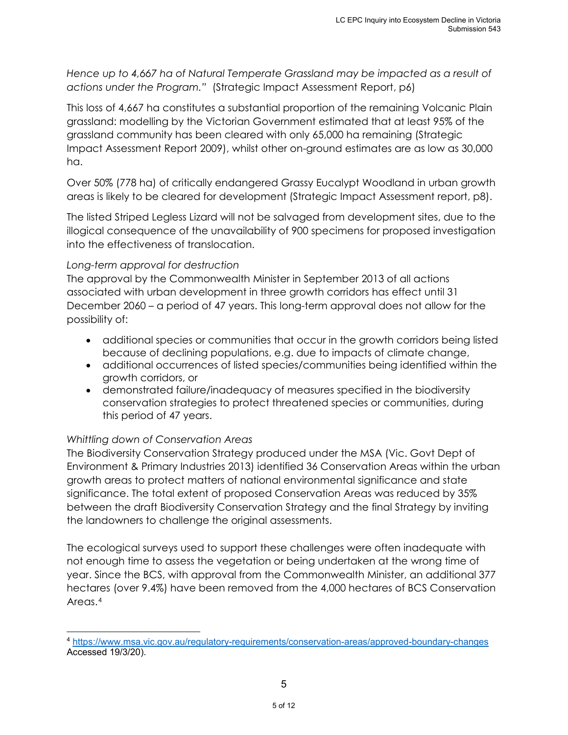*Hence up to 4,667 ha of Natural Temperate Grassland may be impacted as a result of actions under the Program."* (Strategic Impact Assessment Report, p6)

This loss of 4,667 ha constitutes a substantial proportion of the remaining Volcanic Plain grassland: modelling by the Victorian Government estimated that at least 95% of the grassland community has been cleared with only 65,000 ha remaining (Strategic Impact Assessment Report 2009), whilst other on-ground estimates are as low as 30,000 ha.

Over 50% (778 ha) of critically endangered Grassy Eucalypt Woodland in urban growth areas is likely to be cleared for development (Strategic Impact Assessment report, p8).

The listed Striped Legless Lizard will not be salvaged from development sites, due to the illogical consequence of the unavailability of 900 specimens for proposed investigation into the effectiveness of translocation.

*Long-term approval for destruction*

The approval by the Commonwealth Minister in September 2013 of all actions associated with urban development in three growth corridors has effect until 31 December 2060 – a period of 47 years. This long-term approval does not allow for the possibility of:

- additional species or communities that occur in the growth corridors being listed because of declining populations, e.g. due to impacts of climate change,
- additional occurrences of listed species/communities being identified within the growth corridors, or
- demonstrated failure/inadequacy of measures specified in the biodiversity conservation strategies to protect threatened species or communities, during this period of 47 years.

*Whittling down of Conservation Areas*

The Biodiversity Conservation Strategy produced under the MSA (Vic. Govt Dept of Environment & Primary Industries 2013) identified 36 Conservation Areas within the urban growth areas to protect matters of national environmental significance and state significance. The total extent of proposed Conservation Areas was reduced by 35% between the draft Biodiversity Conservation Strategy and the final Strategy by inviting the landowners to challenge the original assessments.

The ecological surveys used to support these challenges were often inadequate with not enough time to assess the vegetation or being undertaken at the wrong time of year. Since the BCS, with approval from the Commonwealth Minister, an additional 377 hectares (over 9.4%) have been removed from the 4,000 hectares of BCS Conservation Areas.[4]

---

[4] https://www.msa.vic.gov.au/regulatory-requirements/conservation-areas/approved-boundary-changes Accessed 19/3/20).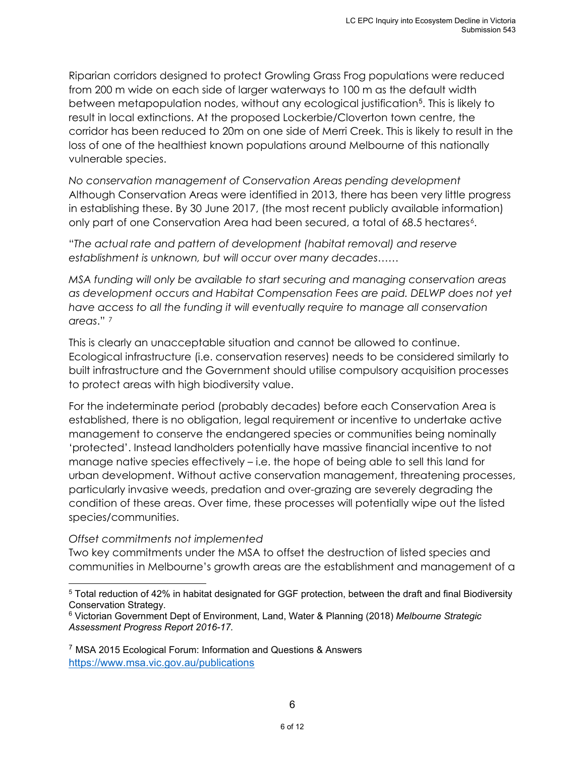Riparian corridors designed to protect Growling Grass Frog populations were reduced from 200 m wide on each side of larger waterways to 100 m as the default width between metapopulation nodes, without any ecological justification[5]. This is likely to result in local extinctions. At the proposed Lockerbie/Cloverton town centre, the corridor has been reduced to 20m on one side of Merri Creek. This is likely to result in the loss of one of the healthiest known populations around Melbourne of this nationally vulnerable species.

*No conservation management of Conservation Areas pending development*
Although Conservation Areas were identified in 2013, there has been very little progress in establishing these. By 30 June 2017, (the most recent publicly available information) only part of one Conservation Area had been secured, a total of 68.5 hectares[6].

"*The actual rate and pattern of development (habitat removal) and reserve establishment is unknown, but will occur over many decades……*

*MSA funding will only be available to start securing and managing conservation areas as development occurs and Habitat Compensation Fees are paid. DELWP does not yet have access to all the funding it will eventually require to manage all conservation areas*." [7]

This is clearly an unacceptable situation and cannot be allowed to continue. Ecological infrastructure (i.e. conservation reserves) needs to be considered similarly to built infrastructure and the Government should utilise compulsory acquisition processes to protect areas with high biodiversity value.

For the indeterminate period (probably decades) before each Conservation Area is established, there is no obligation, legal requirement or incentive to undertake active management to conserve the endangered species or communities being nominally 'protected'. Instead landholders potentially have massive financial incentive to not manage native species effectively – i.e. the hope of being able to sell this land for urban development. Without active conservation management, threatening processes, particularly invasive weeds, predation and over-grazing are severely degrading the condition of these areas. Over time, these processes will potentially wipe out the listed species/communities.

*Offset commitments not implemented*
Two key commitments under the MSA to offset the destruction of listed species and communities in Melbourne's growth areas are the establishment and management of a

---

[5] Total reduction of 42% in habitat designated for GGF protection, between the draft and final Biodiversity Conservation Strategy.

[6] Victorian Government Dept of Environment, Land, Water & Planning (2018) *Melbourne Strategic Assessment Progress Report 2016-17.*

[7] MSA 2015 Ecological Forum: Information and Questions & Answers https://www.msa.vic.gov.au/publications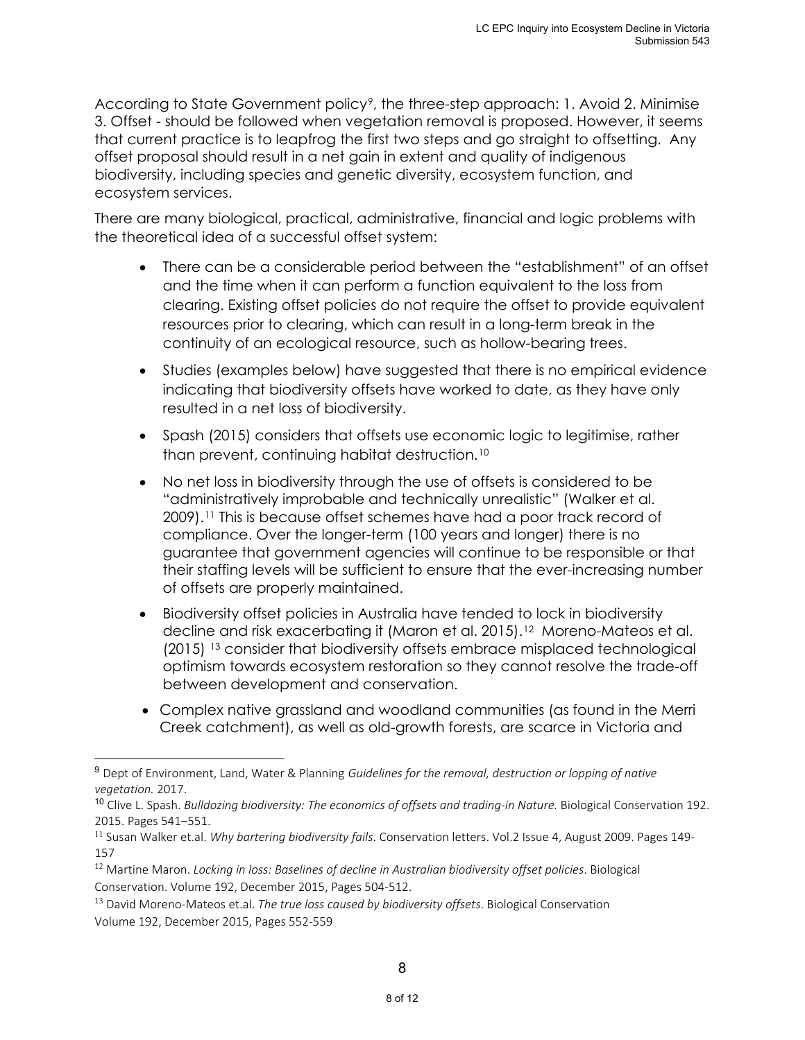According to State Government policy[9], the three-step approach: 1. Avoid 2. Minimise 3. Offset - should be followed when vegetation removal is proposed. However, it seems that current practice is to leapfrog the first two steps and go straight to offsetting. Any offset proposal should result in a net gain in extent and quality of indigenous biodiversity, including species and genetic diversity, ecosystem function, and ecosystem services.

There are many biological, practical, administrative, financial and logic problems with the theoretical idea of a successful offset system:

- There can be a considerable period between the "establishment" of an offset and the time when it can perform a function equivalent to the loss from clearing. Existing offset policies do not require the offset to provide equivalent resources prior to clearing, which can result in a long-term break in the continuity of an ecological resource, such as hollow-bearing trees.
- Studies (examples below) have suggested that there is no empirical evidence indicating that biodiversity offsets have worked to date, as they have only resulted in a net loss of biodiversity.
- Spash (2015) considers that offsets use economic logic to legitimise, rather than prevent, continuing habitat destruction.[10]
- No net loss in biodiversity through the use of offsets is considered to be "administratively improbable and technically unrealistic" (Walker et al. 2009).[11] This is because offset schemes have had a poor track record of compliance. Over the longer-term (100 years and longer) there is no guarantee that government agencies will continue to be responsible or that their staffing levels will be sufficient to ensure that the ever-increasing number of offsets are properly maintained.
- Biodiversity offset policies in Australia have tended to lock in biodiversity decline and risk exacerbating it (Maron et al. 2015).[12] Moreno-Mateos et al. (2015) [13] consider that biodiversity offsets embrace misplaced technological optimism towards ecosystem restoration so they cannot resolve the trade-off between development and conservation.
- Complex native grassland and woodland communities (as found in the Merri Creek catchment), as well as old-growth forests, are scarce in Victoria and

---

[9] Dept of Environment, Land, Water & Planning *Guidelines for the removal, destruction or lopping of native vegetation.* 2017.

[10] Clive L. Spash. *Bulldozing biodiversity: The economics of offsets and trading-in Nature.* Biological Conservation 192. 2015. Pages 541–551.

[11] Susan Walker et.al. *Why bartering biodiversity fails*. Conservation letters. Vol.2 Issue 4, August 2009. Pages 149-157

[12] Martine Maron. *Locking in loss: Baselines of decline in Australian biodiversity offset policies*. Biological Conservation. Volume 192, December 2015, Pages 504-512.

[13] David Moreno-Mateos et.al. *The true loss caused by biodiversity offsets*. Biological Conservation Volume 192, December 2015, Pages 552-559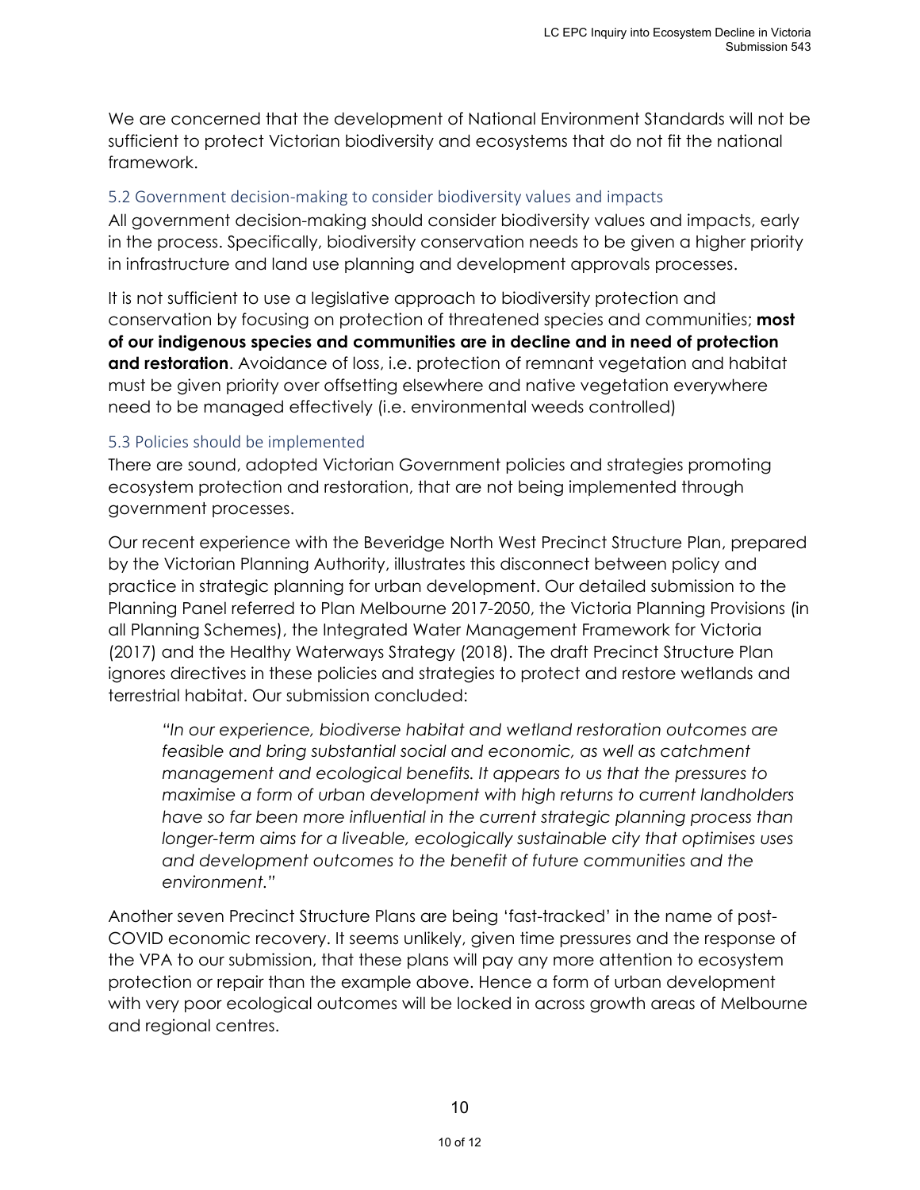We are concerned that the development of National Environment Standards will not be sufficient to protect Victorian biodiversity and ecosystems that do not fit the national framework.

### 5.2 Government decision-making to consider biodiversity values and impacts

All government decision-making should consider biodiversity values and impacts, early in the process. Specifically, biodiversity conservation needs to be given a higher priority in infrastructure and land use planning and development approvals processes.

It is not sufficient to use a legislative approach to biodiversity protection and conservation by focusing on protection of threatened species and communities; **most of our indigenous species and communities are in decline and in need of protection and restoration**. Avoidance of loss, i.e. protection of remnant vegetation and habitat must be given priority over offsetting elsewhere and native vegetation everywhere need to be managed effectively (i.e. environmental weeds controlled)

### 5.3 Policies should be implemented

There are sound, adopted Victorian Government policies and strategies promoting ecosystem protection and restoration, that are not being implemented through government processes.

Our recent experience with the Beveridge North West Precinct Structure Plan, prepared by the Victorian Planning Authority, illustrates this disconnect between policy and practice in strategic planning for urban development. Our detailed submission to the Planning Panel referred to Plan Melbourne 2017-2050, the Victoria Planning Provisions (in all Planning Schemes), the Integrated Water Management Framework for Victoria (2017) and the Healthy Waterways Strategy (2018). The draft Precinct Structure Plan ignores directives in these policies and strategies to protect and restore wetlands and terrestrial habitat. Our submission concluded:

> *"In our experience, biodiverse habitat and wetland restoration outcomes are feasible and bring substantial social and economic, as well as catchment management and ecological benefits. It appears to us that the pressures to maximise a form of urban development with high returns to current landholders have so far been more influential in the current strategic planning process than longer-term aims for a liveable, ecologically sustainable city that optimises uses and development outcomes to the benefit of future communities and the environment."*

Another seven Precinct Structure Plans are being 'fast-tracked' in the name of post-COVID economic recovery. It seems unlikely, given time pressures and the response of the VPA to our submission, that these plans will pay any more attention to ecosystem protection or repair than the example above. Hence a form of urban development with very poor ecological outcomes will be locked in across growth areas of Melbourne and regional centres.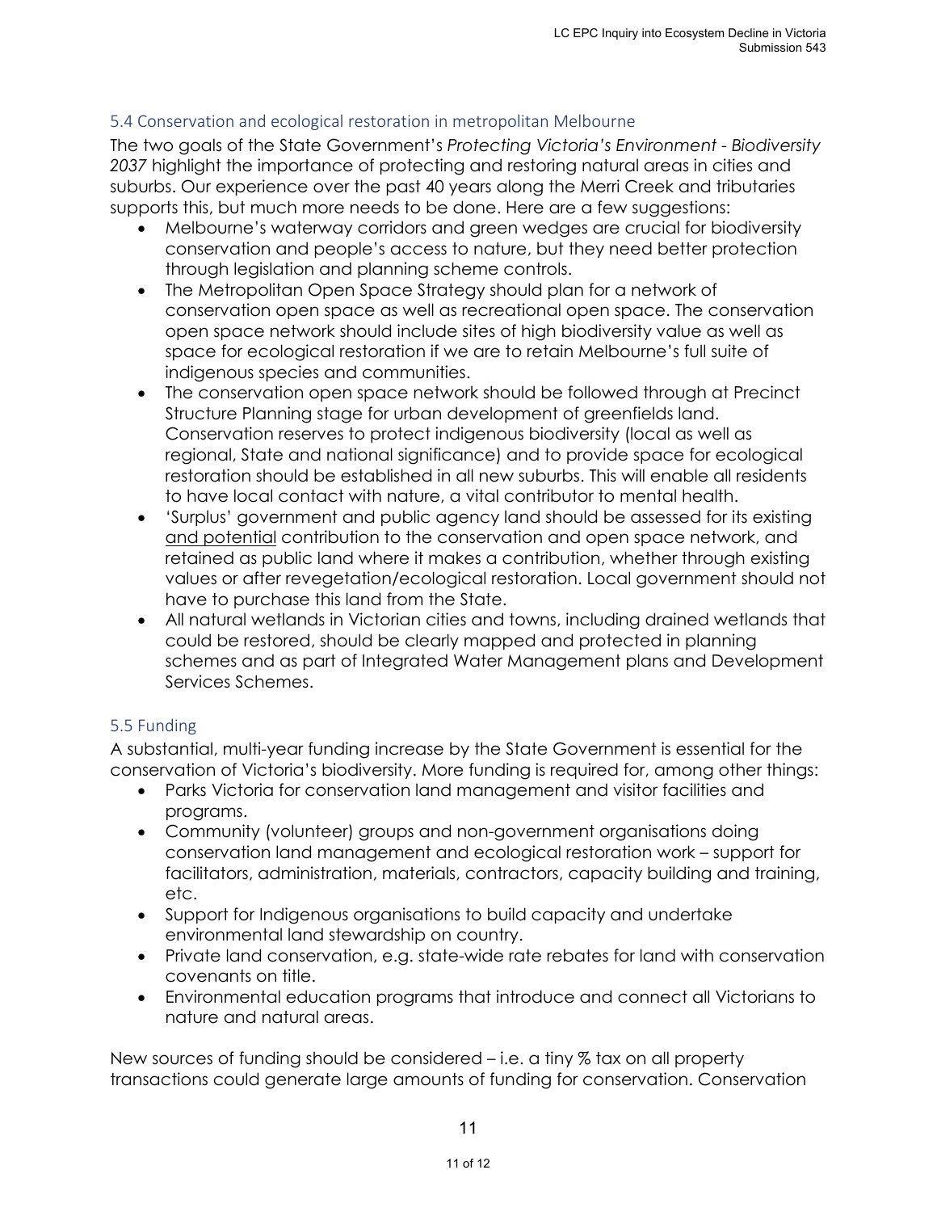## 5.4 Conservation and ecological restoration in metropolitan Melbourne

The two goals of the State Government's *Protecting Victoria's Environment - Biodiversity 2037* highlight the importance of protecting and restoring natural areas in cities and suburbs. Our experience over the past 40 years along the Merri Creek and tributaries supports this, but much more needs to be done. Here are a few suggestions:

- Melbourne's waterway corridors and green wedges are crucial for biodiversity conservation and people's access to nature, but they need better protection through legislation and planning scheme controls.
- The Metropolitan Open Space Strategy should plan for a network of conservation open space as well as recreational open space. The conservation open space network should include sites of high biodiversity value as well as space for ecological restoration if we are to retain Melbourne's full suite of indigenous species and communities.
- The conservation open space network should be followed through at Precinct Structure Planning stage for urban development of greenfields land. Conservation reserves to protect indigenous biodiversity (local as well as regional, State and national significance) and to provide space for ecological restoration should be established in all new suburbs. This will enable all residents to have local contact with nature, a vital contributor to mental health.
- 'Surplus' government and public agency land should be assessed for its existing <u>and potential</u> contribution to the conservation and open space network, and retained as public land where it makes a contribution, whether through existing values or after revegetation/ecological restoration. Local government should not have to purchase this land from the State.
- All natural wetlands in Victorian cities and towns, including drained wetlands that could be restored, should be clearly mapped and protected in planning schemes and as part of Integrated Water Management plans and Development Services Schemes.

## 5.5 Funding

A substantial, multi-year funding increase by the State Government is essential for the conservation of Victoria's biodiversity. More funding is required for, among other things:

- Parks Victoria for conservation land management and visitor facilities and programs.
- Community (volunteer) groups and non-government organisations doing conservation land management and ecological restoration work – support for facilitators, administration, materials, contractors, capacity building and training, etc.
- Support for Indigenous organisations to build capacity and undertake environmental land stewardship on country.
- Private land conservation, e.g. state-wide rate rebates for land with conservation covenants on title.
- Environmental education programs that introduce and connect all Victorians to nature and natural areas.

New sources of funding should be considered – i.e. a tiny % tax on all property transactions could generate large amounts of funding for conservation. Conservation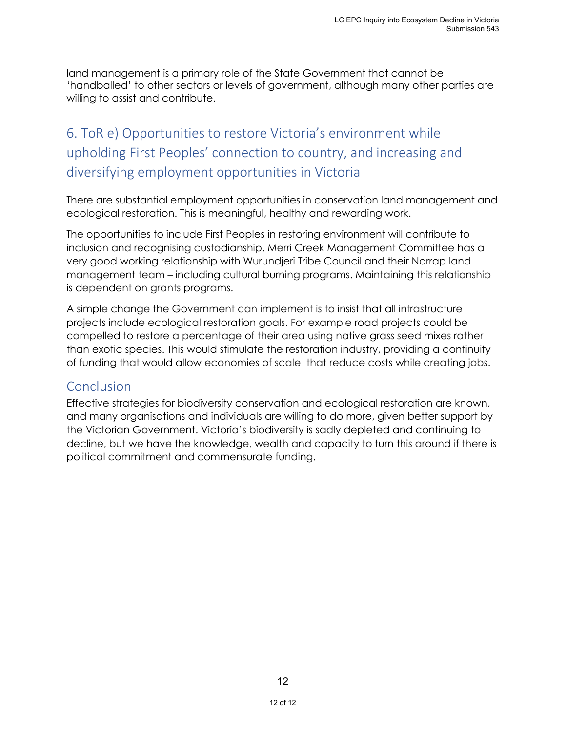land management is a primary role of the State Government that cannot be 'handballed' to other sectors or levels of government, although many other parties are willing to assist and contribute.

## 6. ToR e) Opportunities to restore Victoria's environment while upholding First Peoples' connection to country, and increasing and diversifying employment opportunities in Victoria

There are substantial employment opportunities in conservation land management and ecological restoration. This is meaningful, healthy and rewarding work.

The opportunities to include First Peoples in restoring environment will contribute to inclusion and recognising custodianship. Merri Creek Management Committee has a very good working relationship with Wurundjeri Tribe Council and their Narrap land management team – including cultural burning programs. Maintaining this relationship is dependent on grants programs.

A simple change the Government can implement is to insist that all infrastructure projects include ecological restoration goals. For example road projects could be compelled to restore a percentage of their area using native grass seed mixes rather than exotic species. This would stimulate the restoration industry, providing a continuity of funding that would allow economies of scale that reduce costs while creating jobs.

## Conclusion

Effective strategies for biodiversity conservation and ecological restoration are known, and many organisations and individuals are willing to do more, given better support by the Victorian Government. Victoria's biodiversity is sadly depleted and continuing to decline, but we have the knowledge, wealth and capacity to turn this around if there is political commitment and commensurate funding.